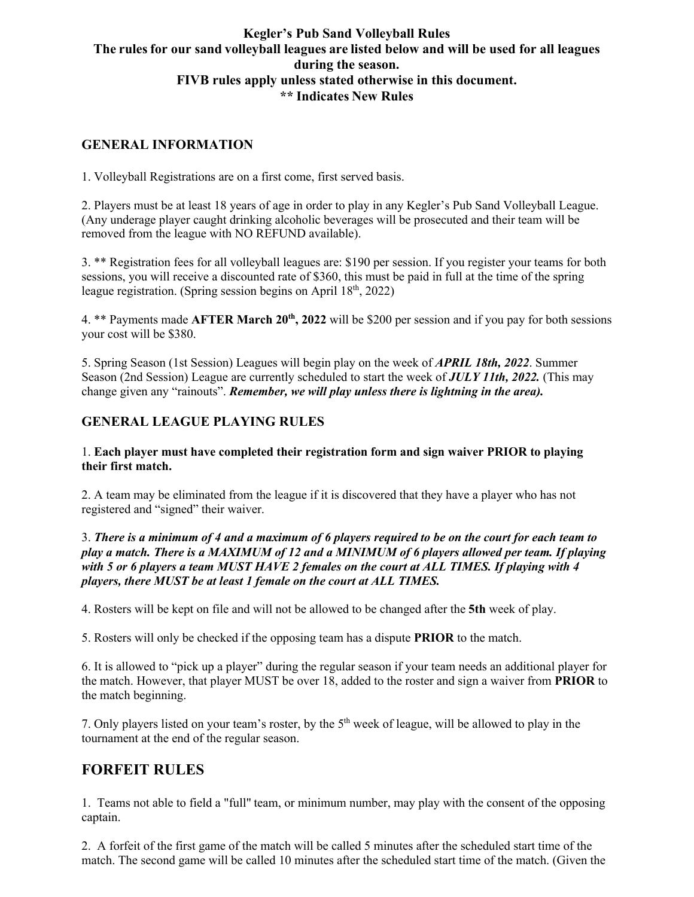**Kegler's Pub Sand Volleyball Rules**
**The rules for our sand volleyball leagues are listed below and will be used for all leagues during the season.**
**FIVB rules apply unless stated otherwise in this document.**
**\*\* Indicates New Rules**

## GENERAL INFORMATION

1. Volleyball Registrations are on a first come, first served basis.

2. Players must be at least 18 years of age in order to play in any Kegler's Pub Sand Volleyball League. (Any underage player caught drinking alcoholic beverages will be prosecuted and their team will be removed from the league with NO REFUND available).

3. ** Registration fees for all volleyball leagues are: $190 per session. If you register your teams for both sessions, you will receive a discounted rate of $360, this must be paid in full at the time of the spring league registration. (Spring session begins on April 18th, 2022)

4. ** Payments made **AFTER March 20th, 2022** will be $200 per session and if you pay for both sessions your cost will be $380.

5. Spring Season (1st Session) Leagues will begin play on the week of ***APRIL 18th, 2022***. Summer Season (2nd Session) League are currently scheduled to start the week of ***JULY 11th, 2022.*** (This may change given any "rainouts". ***Remember, we will play unless there is lightning in the area).***

## GENERAL LEAGUE PLAYING RULES

1. **Each player must have completed their registration form and sign waiver PRIOR to playing their first match.**

2. A team may be eliminated from the league if it is discovered that they have a player who has not registered and "signed" their waiver.

3. ***There is a minimum of 4 and a maximum of 6 players required to be on the court for each team to play a match. There is a MAXIMUM of 12 and a MINIMUM of 6 players allowed per team. If playing with 5 or 6 players a team MUST HAVE 2 females on the court at ALL TIMES. If playing with 4 players, there MUST be at least 1 female on the court at ALL TIMES.***

4. Rosters will be kept on file and will not be allowed to be changed after the **5th** week of play.

5. Rosters will only be checked if the opposing team has a dispute **PRIOR** to the match.

6. It is allowed to "pick up a player" during the regular season if your team needs an additional player for the match. However, that player MUST be over 18, added to the roster and sign a waiver from **PRIOR** to the match beginning.

7. Only players listed on your team's roster, by the 5th week of league, will be allowed to play in the tournament at the end of the regular season.

## FORFEIT RULES

1. Teams not able to field a "full" team, or minimum number, may play with the consent of the opposing captain.

2. A forfeit of the first game of the match will be called 5 minutes after the scheduled start time of the match. The second game will be called 10 minutes after the scheduled start time of the match. (Given the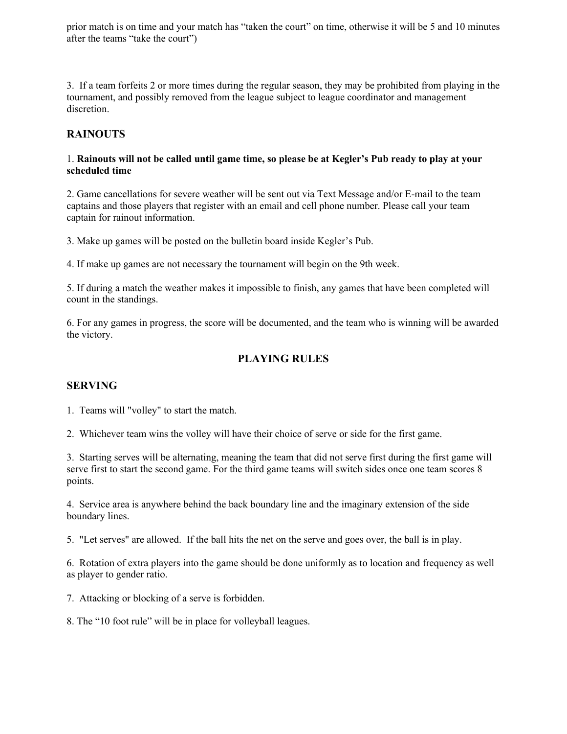prior match is on time and your match has "taken the court" on time, otherwise it will be 5 and 10 minutes after the teams "take the court")

3. If a team forfeits 2 or more times during the regular season, they may be prohibited from playing in the tournament, and possibly removed from the league subject to league coordinator and management discretion.

## RAINOUTS

1. **Rainouts will not be called until game time, so please be at Kegler's Pub ready to play at your scheduled time**

2. Game cancellations for severe weather will be sent out via Text Message and/or E-mail to the team captains and those players that register with an email and cell phone number. Please call your team captain for rainout information.

3. Make up games will be posted on the bulletin board inside Kegler's Pub.

4. If make up games are not necessary the tournament will begin on the 9th week.

5. If during a match the weather makes it impossible to finish, any games that have been completed will count in the standings.

6. For any games in progress, the score will be documented, and the team who is winning will be awarded the victory.

# PLAYING RULES

## SERVING

1. Teams will "volley" to start the match.

2. Whichever team wins the volley will have their choice of serve or side for the first game.

3. Starting serves will be alternating, meaning the team that did not serve first during the first game will serve first to start the second game. For the third game teams will switch sides once one team scores 8 points.

4. Service area is anywhere behind the back boundary line and the imaginary extension of the side boundary lines.

5. "Let serves" are allowed. If the ball hits the net on the serve and goes over, the ball is in play.

6. Rotation of extra players into the game should be done uniformly as to location and frequency as well as player to gender ratio.

7. Attacking or blocking of a serve is forbidden.

8. The "10 foot rule" will be in place for volleyball leagues.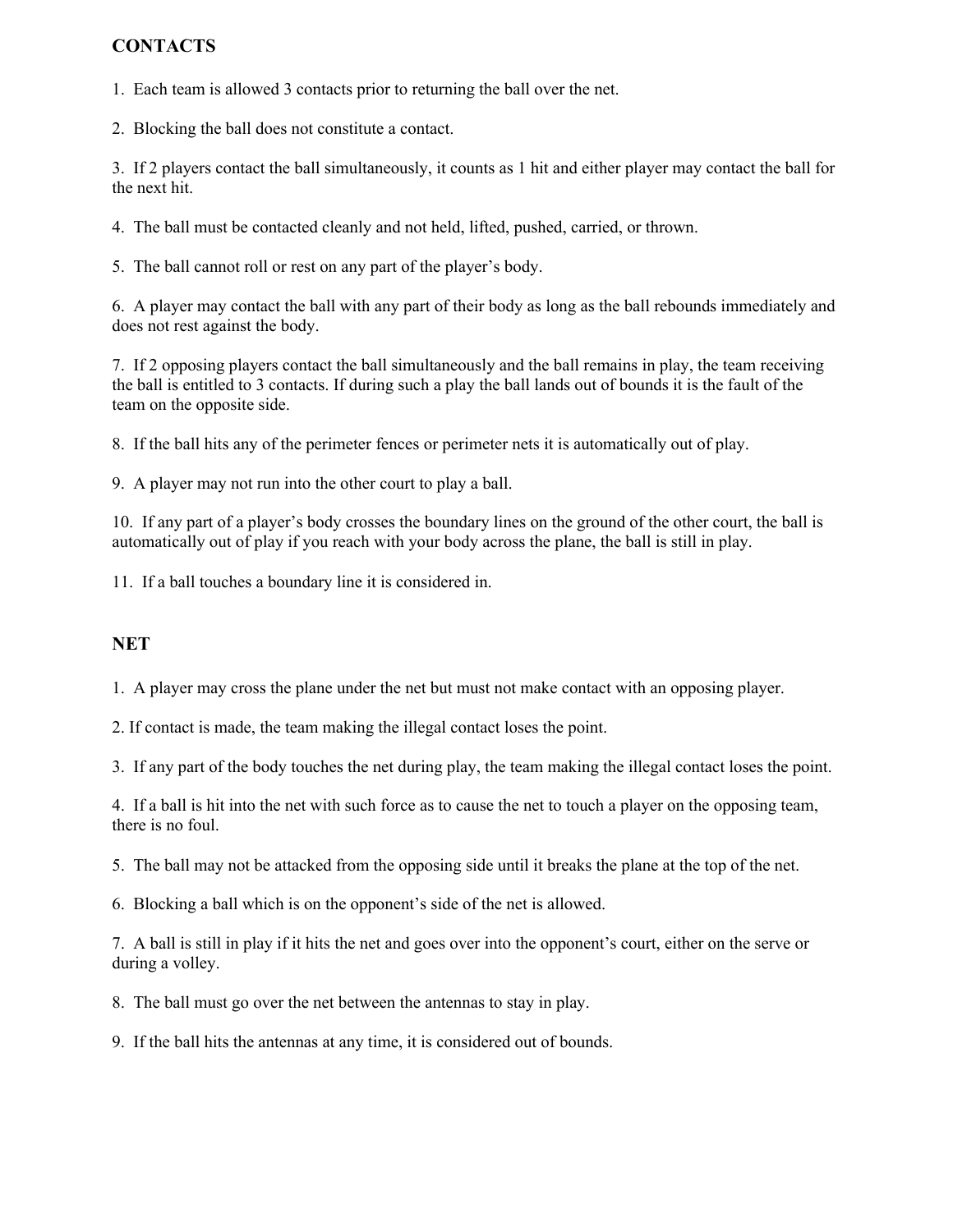## CONTACTS

1. Each team is allowed 3 contacts prior to returning the ball over the net.

2. Blocking the ball does not constitute a contact.

3. If 2 players contact the ball simultaneously, it counts as 1 hit and either player may contact the ball for the next hit.

4. The ball must be contacted cleanly and not held, lifted, pushed, carried, or thrown.

5. The ball cannot roll or rest on any part of the player's body.

6. A player may contact the ball with any part of their body as long as the ball rebounds immediately and does not rest against the body.

7. If 2 opposing players contact the ball simultaneously and the ball remains in play, the team receiving the ball is entitled to 3 contacts. If during such a play the ball lands out of bounds it is the fault of the team on the opposite side.

8. If the ball hits any of the perimeter fences or perimeter nets it is automatically out of play.

9. A player may not run into the other court to play a ball.

10. If any part of a player's body crosses the boundary lines on the ground of the other court, the ball is automatically out of play if you reach with your body across the plane, the ball is still in play.

11. If a ball touches a boundary line it is considered in.

## NET

1. A player may cross the plane under the net but must not make contact with an opposing player.

2. If contact is made, the team making the illegal contact loses the point.

3. If any part of the body touches the net during play, the team making the illegal contact loses the point.

4. If a ball is hit into the net with such force as to cause the net to touch a player on the opposing team, there is no foul.

5. The ball may not be attacked from the opposing side until it breaks the plane at the top of the net.

6. Blocking a ball which is on the opponent's side of the net is allowed.

7. A ball is still in play if it hits the net and goes over into the opponent's court, either on the serve or during a volley.

8. The ball must go over the net between the antennas to stay in play.

9. If the ball hits the antennas at any time, it is considered out of bounds.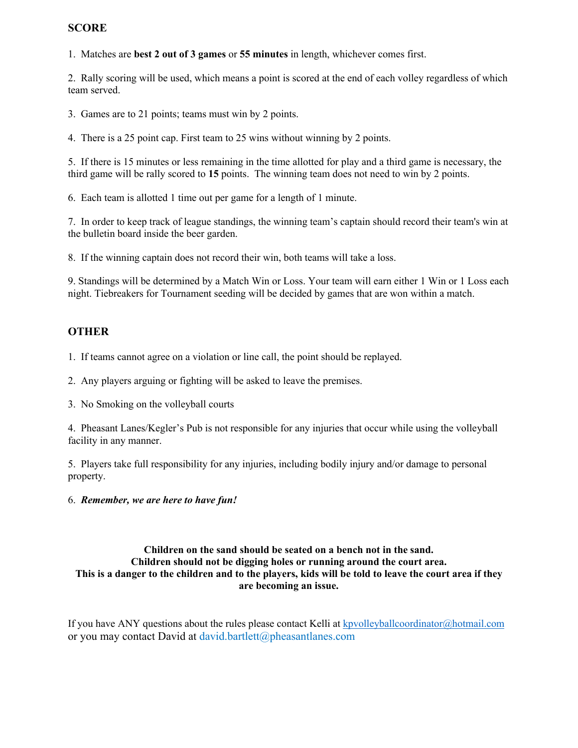## SCORE

1. Matches are **best 2 out of 3 games** or **55 minutes** in length, whichever comes first.

2. Rally scoring will be used, which means a point is scored at the end of each volley regardless of which team served.

3. Games are to 21 points; teams must win by 2 points.

4. There is a 25 point cap. First team to 25 wins without winning by 2 points.

5. If there is 15 minutes or less remaining in the time allotted for play and a third game is necessary, the third game will be rally scored to **15** points. The winning team does not need to win by 2 points.

6. Each team is allotted 1 time out per game for a length of 1 minute.

7. In order to keep track of league standings, the winning team's captain should record their team's win at the bulletin board inside the beer garden.

8. If the winning captain does not record their win, both teams will take a loss.

9. Standings will be determined by a Match Win or Loss. Your team will earn either 1 Win or 1 Loss each night. Tiebreakers for Tournament seeding will be decided by games that are won within a match.

## OTHER

1. If teams cannot agree on a violation or line call, the point should be replayed.

2. Any players arguing or fighting will be asked to leave the premises.

3. No Smoking on the volleyball courts

4. Pheasant Lanes/Kegler's Pub is not responsible for any injuries that occur while using the volleyball facility in any manner.

5. Players take full responsibility for any injuries, including bodily injury and/or damage to personal property.

6. ***Remember, we are here to have fun!***

**Children on the sand should be seated on a bench not in the sand.**
**Children should not be digging holes or running around the court area.**
**This is a danger to the children and to the players, kids will be told to leave the court area if they are becoming an issue.**

If you have ANY questions about the rules please contact Kelli at kpvolleyballcoordinator@hotmail.com or you may contact David at david.bartlett@pheasantlanes.com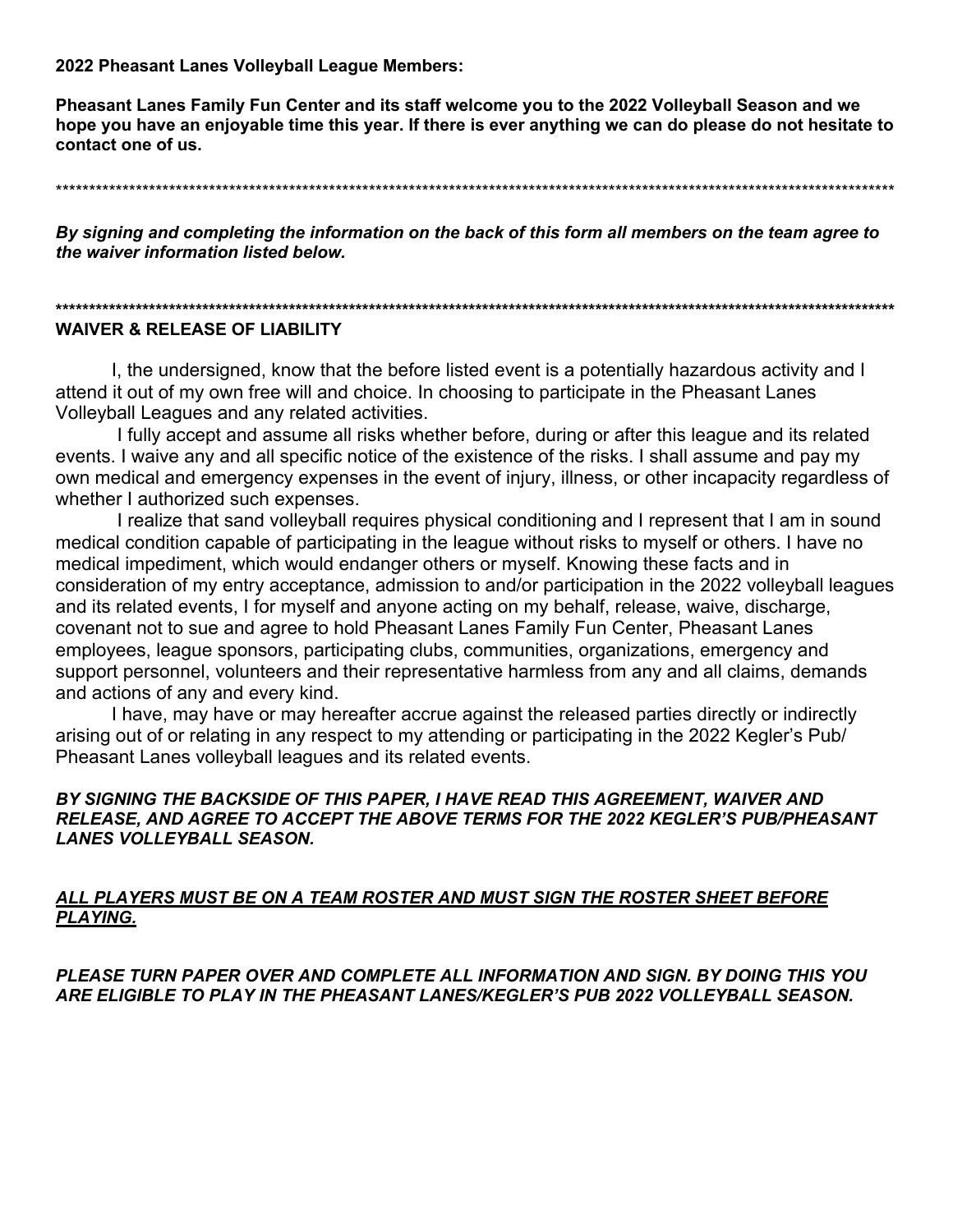**2022 Pheasant Lanes Volleyball League Members:**

**Pheasant Lanes Family Fun Center and its staff welcome you to the 2022 Volleyball Season and we hope you have an enjoyable time this year. If there is ever anything we can do please do not hesitate to contact one of us.**

*******************************************************************************************************************************

***By signing and completing the information on the back of this form all members on the team agree to the waiver information listed below.***

*******************************************************************************************************************************

**WAIVER & RELEASE OF LIABILITY**

I, the undersigned, know that the before listed event is a potentially hazardous activity and I attend it out of my own free will and choice. In choosing to participate in the Pheasant Lanes Volleyball Leagues and any related activities.

I fully accept and assume all risks whether before, during or after this league and its related events. I waive any and all specific notice of the existence of the risks. I shall assume and pay my own medical and emergency expenses in the event of injury, illness, or other incapacity regardless of whether I authorized such expenses.

I realize that sand volleyball requires physical conditioning and I represent that I am in sound medical condition capable of participating in the league without risks to myself or others. I have no medical impediment, which would endanger others or myself. Knowing these facts and in consideration of my entry acceptance, admission to and/or participation in the 2022 volleyball leagues and its related events, I for myself and anyone acting on my behalf, release, waive, discharge, covenant not to sue and agree to hold Pheasant Lanes Family Fun Center, Pheasant Lanes employees, league sponsors, participating clubs, communities, organizations, emergency and support personnel, volunteers and their representative harmless from any and all claims, demands and actions of any and every kind.

I have, may have or may hereafter accrue against the released parties directly or indirectly arising out of or relating in any respect to my attending or participating in the 2022 Kegler's Pub/ Pheasant Lanes volleyball leagues and its related events.

***BY SIGNING THE BACKSIDE OF THIS PAPER, I HAVE READ THIS AGREEMENT, WAIVER AND RELEASE, AND AGREE TO ACCEPT THE ABOVE TERMS FOR THE 2022 KEGLER'S PUB/PHEASANT LANES VOLLEYBALL SEASON.***

***ALL PLAYERS MUST BE ON A TEAM ROSTER AND MUST SIGN THE ROSTER SHEET BEFORE PLAYING.***

***PLEASE TURN PAPER OVER AND COMPLETE ALL INFORMATION AND SIGN. BY DOING THIS YOU ARE ELIGIBLE TO PLAY IN THE PHEASANT LANES/KEGLER'S PUB 2022 VOLLEYBALL SEASON.***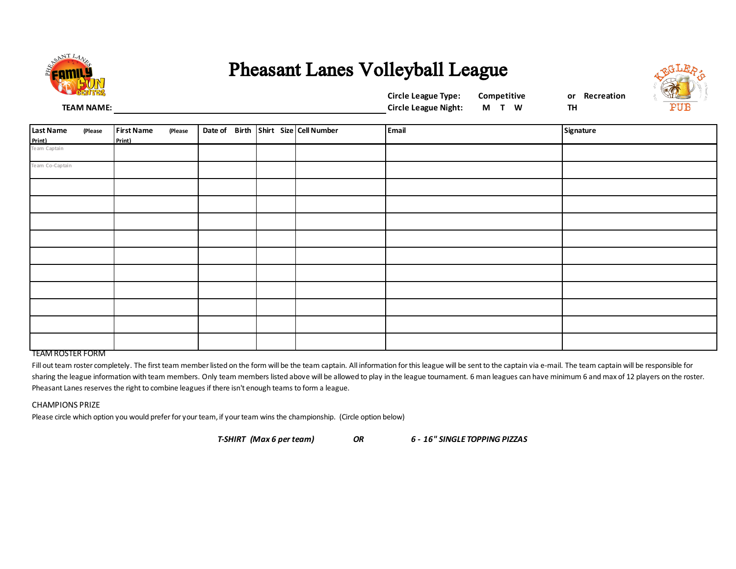# Pheasant Lanes Volleyball League

**Circle League Type:** Competitive or Recreation

**TEAM NAME:** ______________________________ **Circle League Night:** M T W TH

| Last Name (Please Print) | First Name (Please Print) | Date of Birth | Shirt Size | Cell Number | Email | Signature |
|---|---|---|---|---|---|---|
| Team Captain | | | | | | |
| Team Co-Captain | | | | | | |
| | | | | | | |
| | | | | | | |
| | | | | | | |
| | | | | | | |
| | | | | | | |
| | | | | | | |
| | | | | | | |
| | | | | | | |
| | | | | | | |
| | | | | | | |

TEAM ROSTER FORM

Fill out team roster completely. The first team member listed on the form will be the team captain. All information for this league will be sent to the captain via e-mail. The team captain will be responsible for sharing the league information with team members. Only team members listed above will be allowed to play in the league tournament. 6 man leagues can have minimum 6 and max of 12 players on the roster. Pheasant Lanes reserves the right to combine leagues if there isn't enough teams to form a league.

CHAMPIONS PRIZE

Please circle which option you would prefer for your team, if your team wins the championship. (Circle option below)

***T-SHIRT (Max 6 per team)*** ***OR*** ***6 - 16" SINGLE TOPPING PIZZAS***